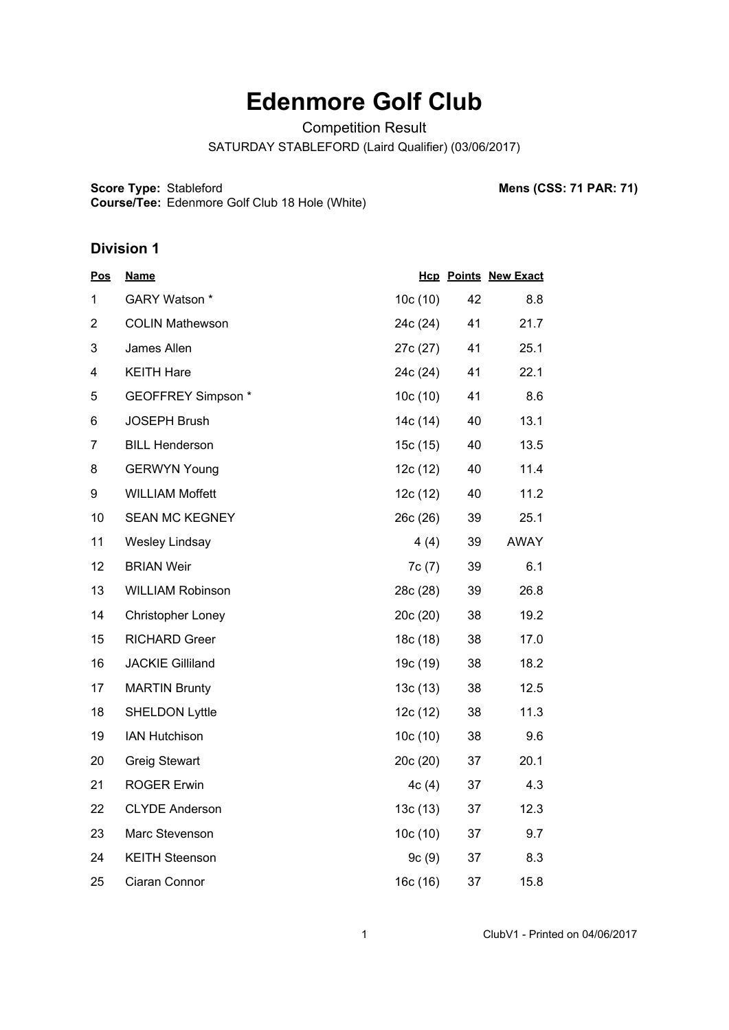# Edenmore Golf Club

Competition Result

SATURDAY STABLEFORD (Laird Qualifier) (03/06/2017)

**Score Type:** Stableford

**Course/Tee:** Edenmore Golf Club 18 Hole (White)

**Mens (CSS: 71 PAR: 71)**

## Division 1

| Pos | Name | Hcp | Points | New Exact |
|---|---|---|---|---|
| 1 | GARY Watson * | 10c (10) | 42 | 8.8 |
| 2 | COLIN Mathewson | 24c (24) | 41 | 21.7 |
| 3 | James Allen | 27c (27) | 41 | 25.1 |
| 4 | KEITH Hare | 24c (24) | 41 | 22.1 |
| 5 | GEOFFREY Simpson * | 10c (10) | 41 | 8.6 |
| 6 | JOSEPH Brush | 14c (14) | 40 | 13.1 |
| 7 | BILL Henderson | 15c (15) | 40 | 13.5 |
| 8 | GERWYN Young | 12c (12) | 40 | 11.4 |
| 9 | WILLIAM Moffett | 12c (12) | 40 | 11.2 |
| 10 | SEAN MC KEGNEY | 26c (26) | 39 | 25.1 |
| 11 | Wesley Lindsay | 4 (4) | 39 | AWAY |
| 12 | BRIAN Weir | 7c (7) | 39 | 6.1 |
| 13 | WILLIAM Robinson | 28c (28) | 39 | 26.8 |
| 14 | Christopher Loney | 20c (20) | 38 | 19.2 |
| 15 | RICHARD Greer | 18c (18) | 38 | 17.0 |
| 16 | JACKIE Gilliland | 19c (19) | 38 | 18.2 |
| 17 | MARTIN Brunty | 13c (13) | 38 | 12.5 |
| 18 | SHELDON Lyttle | 12c (12) | 38 | 11.3 |
| 19 | IAN Hutchison | 10c (10) | 38 | 9.6 |
| 20 | Greig Stewart | 20c (20) | 37 | 20.1 |
| 21 | ROGER Erwin | 4c (4) | 37 | 4.3 |
| 22 | CLYDE Anderson | 13c (13) | 37 | 12.3 |
| 23 | Marc Stevenson | 10c (10) | 37 | 9.7 |
| 24 | KEITH Steenson | 9c (9) | 37 | 8.3 |
| 25 | Ciaran Connor | 16c (16) | 37 | 15.8 |

ClubV1 - Printed on 04/06/2017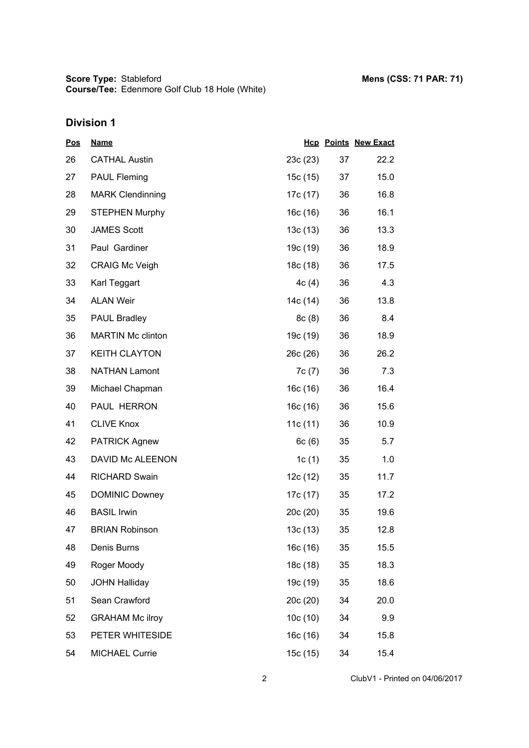**Score Type:** Stableford
**Course/Tee:** Edenmore Golf Club 18 Hole (White)

**Mens (CSS: 71 PAR: 71)**

## Division 1

| Pos | Name | Hcp | Points | New Exact |
|---|---|---|---|---|
| 26 | CATHAL Austin | 23c (23) | 37 | 22.2 |
| 27 | PAUL Fleming | 15c (15) | 37 | 15.0 |
| 28 | MARK Clendinning | 17c (17) | 36 | 16.8 |
| 29 | STEPHEN Murphy | 16c (16) | 36 | 16.1 |
| 30 | JAMES Scott | 13c (13) | 36 | 13.3 |
| 31 | Paul Gardiner | 19c (19) | 36 | 18.9 |
| 32 | CRAIG Mc Veigh | 18c (18) | 36 | 17.5 |
| 33 | Karl Teggart | 4c (4) | 36 | 4.3 |
| 34 | ALAN Weir | 14c (14) | 36 | 13.8 |
| 35 | PAUL Bradley | 8c (8) | 36 | 8.4 |
| 36 | MARTIN Mc clinton | 19c (19) | 36 | 18.9 |
| 37 | KEITH CLAYTON | 26c (26) | 36 | 26.2 |
| 38 | NATHAN Lamont | 7c (7) | 36 | 7.3 |
| 39 | Michael Chapman | 16c (16) | 36 | 16.4 |
| 40 | PAUL HERRON | 16c (16) | 36 | 15.6 |
| 41 | CLIVE Knox | 11c (11) | 36 | 10.9 |
| 42 | PATRICK Agnew | 6c (6) | 35 | 5.7 |
| 43 | DAVID Mc ALEENON | 1c (1) | 35 | 1.0 |
| 44 | RICHARD Swain | 12c (12) | 35 | 11.7 |
| 45 | DOMINIC Downey | 17c (17) | 35 | 17.2 |
| 46 | BASIL Irwin | 20c (20) | 35 | 19.6 |
| 47 | BRIAN Robinson | 13c (13) | 35 | 12.8 |
| 48 | Denis Burns | 16c (16) | 35 | 15.5 |
| 49 | Roger Moody | 18c (18) | 35 | 18.3 |
| 50 | JOHN Halliday | 19c (19) | 35 | 18.6 |
| 51 | Sean Crawford | 20c (20) | 34 | 20.0 |
| 52 | GRAHAM Mc ilroy | 10c (10) | 34 | 9.9 |
| 53 | PETER WHITESIDE | 16c (16) | 34 | 15.8 |
| 54 | MICHAEL Currie | 15c (15) | 34 | 15.4 |

ClubV1 - Printed on 04/06/2017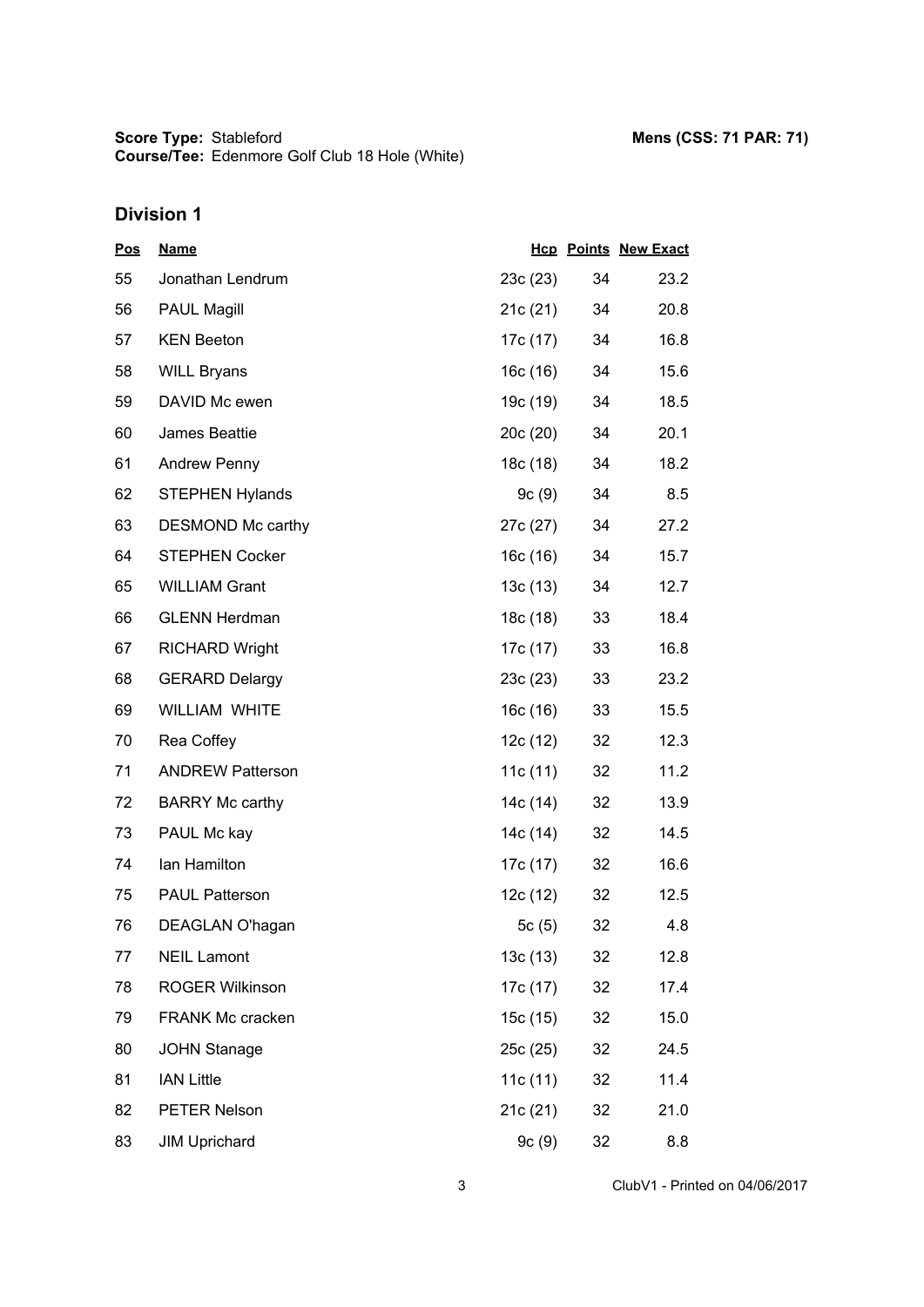**Score Type:** Stableford
**Course/Tee:** Edenmore Golf Club 18 Hole (White)

**Mens (CSS: 71 PAR: 71)**

## Division 1

| Pos | Name | Hcp | Points | New Exact |
|---|---|---|---|---|
| 55 | Jonathan Lendrum | 23c (23) | 34 | 23.2 |
| 56 | PAUL Magill | 21c (21) | 34 | 20.8 |
| 57 | KEN Beeton | 17c (17) | 34 | 16.8 |
| 58 | WILL Bryans | 16c (16) | 34 | 15.6 |
| 59 | DAVID Mc ewen | 19c (19) | 34 | 18.5 |
| 60 | James Beattie | 20c (20) | 34 | 20.1 |
| 61 | Andrew Penny | 18c (18) | 34 | 18.2 |
| 62 | STEPHEN Hylands | 9c (9) | 34 | 8.5 |
| 63 | DESMOND Mc carthy | 27c (27) | 34 | 27.2 |
| 64 | STEPHEN Cocker | 16c (16) | 34 | 15.7 |
| 65 | WILLIAM Grant | 13c (13) | 34 | 12.7 |
| 66 | GLENN Herdman | 18c (18) | 33 | 18.4 |
| 67 | RICHARD Wright | 17c (17) | 33 | 16.8 |
| 68 | GERARD Delargy | 23c (23) | 33 | 23.2 |
| 69 | WILLIAM WHITE | 16c (16) | 33 | 15.5 |
| 70 | Rea Coffey | 12c (12) | 32 | 12.3 |
| 71 | ANDREW Patterson | 11c (11) | 32 | 11.2 |
| 72 | BARRY Mc carthy | 14c (14) | 32 | 13.9 |
| 73 | PAUL Mc kay | 14c (14) | 32 | 14.5 |
| 74 | Ian Hamilton | 17c (17) | 32 | 16.6 |
| 75 | PAUL Patterson | 12c (12) | 32 | 12.5 |
| 76 | DEAGLAN O'hagan | 5c (5) | 32 | 4.8 |
| 77 | NEIL Lamont | 13c (13) | 32 | 12.8 |
| 78 | ROGER Wilkinson | 17c (17) | 32 | 17.4 |
| 79 | FRANK Mc cracken | 15c (15) | 32 | 15.0 |
| 80 | JOHN Stanage | 25c (25) | 32 | 24.5 |
| 81 | IAN Little | 11c (11) | 32 | 11.4 |
| 82 | PETER Nelson | 21c (21) | 32 | 21.0 |
| 83 | JIM Uprichard | 9c (9) | 32 | 8.8 |

ClubV1 - Printed on 04/06/2017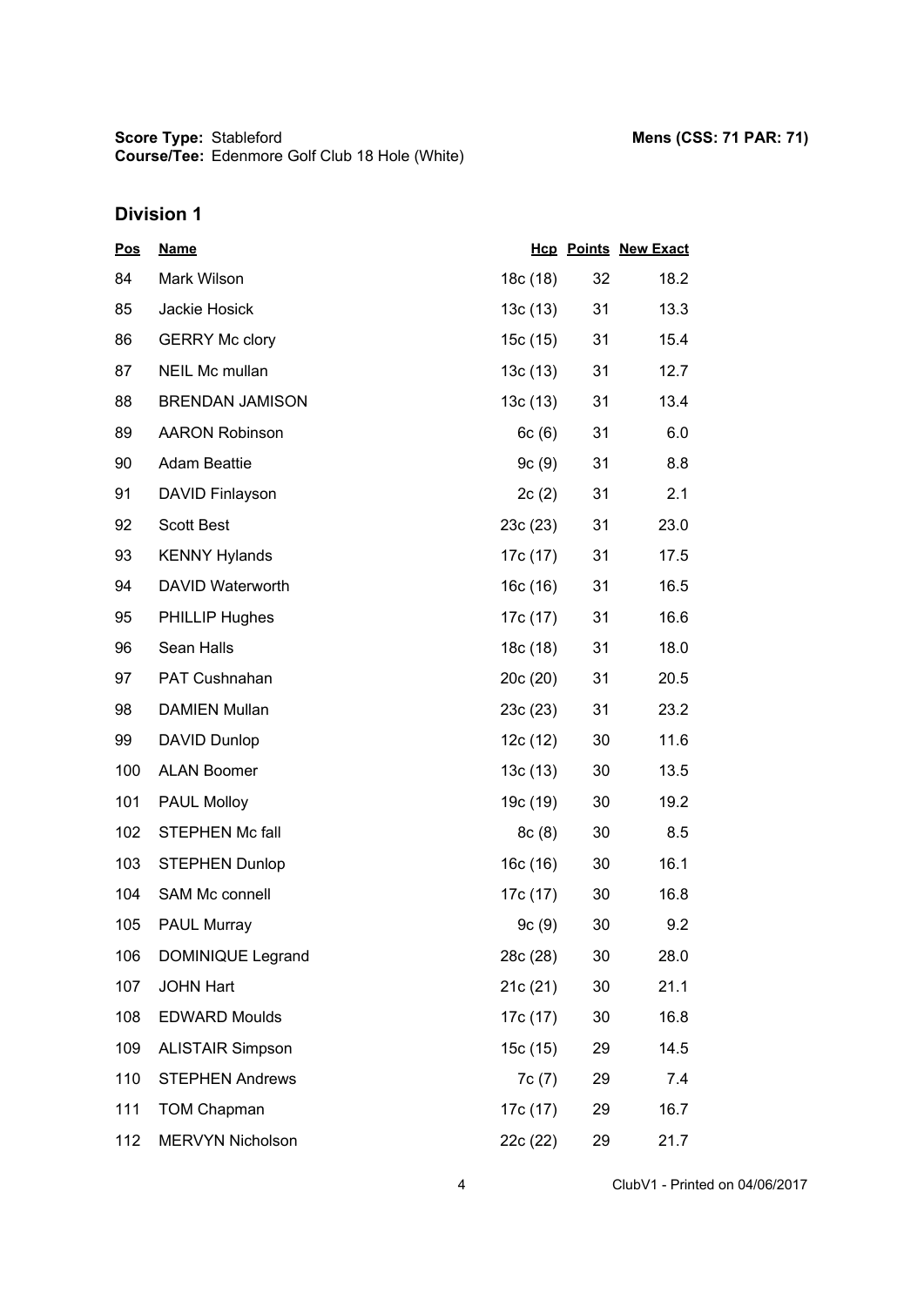**Score Type:** Stableford
**Course/Tee:** Edenmore Golf Club 18 Hole (White)

**Mens (CSS: 71 PAR: 71)**

## Division 1

| Pos | Name | Hcp | Points | New Exact |
|---|---|---|---|---|
| 84 | Mark Wilson | 18c (18) | 32 | 18.2 |
| 85 | Jackie Hosick | 13c (13) | 31 | 13.3 |
| 86 | GERRY Mc clory | 15c (15) | 31 | 15.4 |
| 87 | NEIL Mc mullan | 13c (13) | 31 | 12.7 |
| 88 | BRENDAN JAMISON | 13c (13) | 31 | 13.4 |
| 89 | AARON Robinson | 6c (6) | 31 | 6.0 |
| 90 | Adam Beattie | 9c (9) | 31 | 8.8 |
| 91 | DAVID Finlayson | 2c (2) | 31 | 2.1 |
| 92 | Scott Best | 23c (23) | 31 | 23.0 |
| 93 | KENNY Hylands | 17c (17) | 31 | 17.5 |
| 94 | DAVID Waterworth | 16c (16) | 31 | 16.5 |
| 95 | PHILLIP Hughes | 17c (17) | 31 | 16.6 |
| 96 | Sean Halls | 18c (18) | 31 | 18.0 |
| 97 | PAT Cushnahan | 20c (20) | 31 | 20.5 |
| 98 | DAMIEN Mullan | 23c (23) | 31 | 23.2 |
| 99 | DAVID Dunlop | 12c (12) | 30 | 11.6 |
| 100 | ALAN Boomer | 13c (13) | 30 | 13.5 |
| 101 | PAUL Molloy | 19c (19) | 30 | 19.2 |
| 102 | STEPHEN Mc fall | 8c (8) | 30 | 8.5 |
| 103 | STEPHEN Dunlop | 16c (16) | 30 | 16.1 |
| 104 | SAM Mc connell | 17c (17) | 30 | 16.8 |
| 105 | PAUL Murray | 9c (9) | 30 | 9.2 |
| 106 | DOMINIQUE Legrand | 28c (28) | 30 | 28.0 |
| 107 | JOHN Hart | 21c (21) | 30 | 21.1 |
| 108 | EDWARD Moulds | 17c (17) | 30 | 16.8 |
| 109 | ALISTAIR Simpson | 15c (15) | 29 | 14.5 |
| 110 | STEPHEN Andrews | 7c (7) | 29 | 7.4 |
| 111 | TOM Chapman | 17c (17) | 29 | 16.7 |
| 112 | MERVYN Nicholson | 22c (22) | 29 | 21.7 |

ClubV1 - Printed on 04/06/2017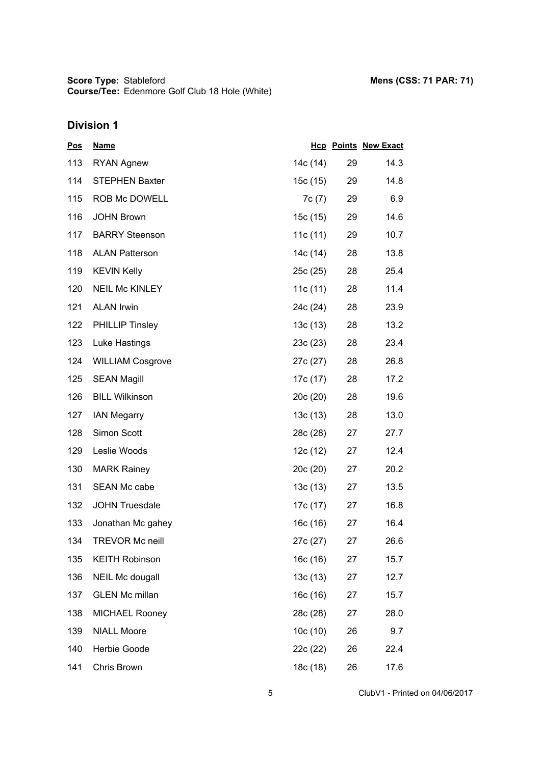**Score Type:** Stableford
**Course/Tee:** Edenmore Golf Club 18 Hole (White)

**Mens (CSS: 71 PAR: 71)**

## Division 1

| Pos | Name | Hcp | Points | New Exact |
|---|---|---|---|---|
| 113 | RYAN Agnew | 14c (14) | 29 | 14.3 |
| 114 | STEPHEN Baxter | 15c (15) | 29 | 14.8 |
| 115 | ROB Mc DOWELL | 7c (7) | 29 | 6.9 |
| 116 | JOHN Brown | 15c (15) | 29 | 14.6 |
| 117 | BARRY Steenson | 11c (11) | 29 | 10.7 |
| 118 | ALAN Patterson | 14c (14) | 28 | 13.8 |
| 119 | KEVIN Kelly | 25c (25) | 28 | 25.4 |
| 120 | NEIL Mc KINLEY | 11c (11) | 28 | 11.4 |
| 121 | ALAN Irwin | 24c (24) | 28 | 23.9 |
| 122 | PHILLIP Tinsley | 13c (13) | 28 | 13.2 |
| 123 | Luke Hastings | 23c (23) | 28 | 23.4 |
| 124 | WILLIAM Cosgrove | 27c (27) | 28 | 26.8 |
| 125 | SEAN Magill | 17c (17) | 28 | 17.2 |
| 126 | BILL Wilkinson | 20c (20) | 28 | 19.6 |
| 127 | IAN Megarry | 13c (13) | 28 | 13.0 |
| 128 | Simon Scott | 28c (28) | 27 | 27.7 |
| 129 | Leslie Woods | 12c (12) | 27 | 12.4 |
| 130 | MARK Rainey | 20c (20) | 27 | 20.2 |
| 131 | SEAN Mc cabe | 13c (13) | 27 | 13.5 |
| 132 | JOHN Truesdale | 17c (17) | 27 | 16.8 |
| 133 | Jonathan Mc gahey | 16c (16) | 27 | 16.4 |
| 134 | TREVOR Mc neill | 27c (27) | 27 | 26.6 |
| 135 | KEITH Robinson | 16c (16) | 27 | 15.7 |
| 136 | NEIL Mc dougall | 13c (13) | 27 | 12.7 |
| 137 | GLEN Mc millan | 16c (16) | 27 | 15.7 |
| 138 | MICHAEL Rooney | 28c (28) | 27 | 28.0 |
| 139 | NIALL Moore | 10c (10) | 26 | 9.7 |
| 140 | Herbie Goode | 22c (22) | 26 | 22.4 |
| 141 | Chris Brown | 18c (18) | 26 | 17.6 |

ClubV1 - Printed on 04/06/2017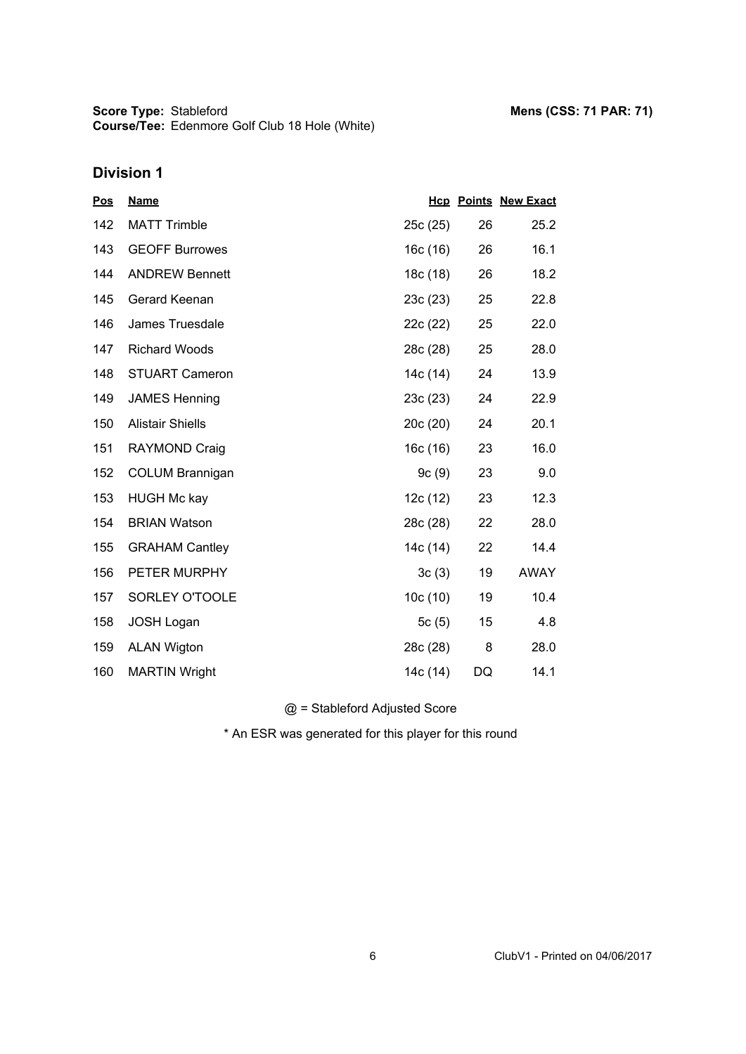**Score Type:** Stableford
**Course/Tee:** Edenmore Golf Club 18 Hole (White)

**Mens (CSS: 71 PAR: 71)**

## Division 1

| Pos | Name | Hcp | Points | New Exact |
|---|---|---|---|---|
| 142 | MATT Trimble | 25c (25) | 26 | 25.2 |
| 143 | GEOFF Burrowes | 16c (16) | 26 | 16.1 |
| 144 | ANDREW Bennett | 18c (18) | 26 | 18.2 |
| 145 | Gerard Keenan | 23c (23) | 25 | 22.8 |
| 146 | James Truesdale | 22c (22) | 25 | 22.0 |
| 147 | Richard Woods | 28c (28) | 25 | 28.0 |
| 148 | STUART Cameron | 14c (14) | 24 | 13.9 |
| 149 | JAMES Henning | 23c (23) | 24 | 22.9 |
| 150 | Alistair Shiells | 20c (20) | 24 | 20.1 |
| 151 | RAYMOND Craig | 16c (16) | 23 | 16.0 |
| 152 | COLUM Brannigan | 9c (9) | 23 | 9.0 |
| 153 | HUGH Mc kay | 12c (12) | 23 | 12.3 |
| 154 | BRIAN Watson | 28c (28) | 22 | 28.0 |
| 155 | GRAHAM Cantley | 14c (14) | 22 | 14.4 |
| 156 | PETER MURPHY | 3c (3) | 19 | AWAY |
| 157 | SORLEY O'TOOLE | 10c (10) | 19 | 10.4 |
| 158 | JOSH Logan | 5c (5) | 15 | 4.8 |
| 159 | ALAN Wigton | 28c (28) | 8 | 28.0 |
| 160 | MARTIN Wright | 14c (14) | DQ | 14.1 |

@ = Stableford Adjusted Score

* An ESR was generated for this player for this round

ClubV1 - Printed on 04/06/2017